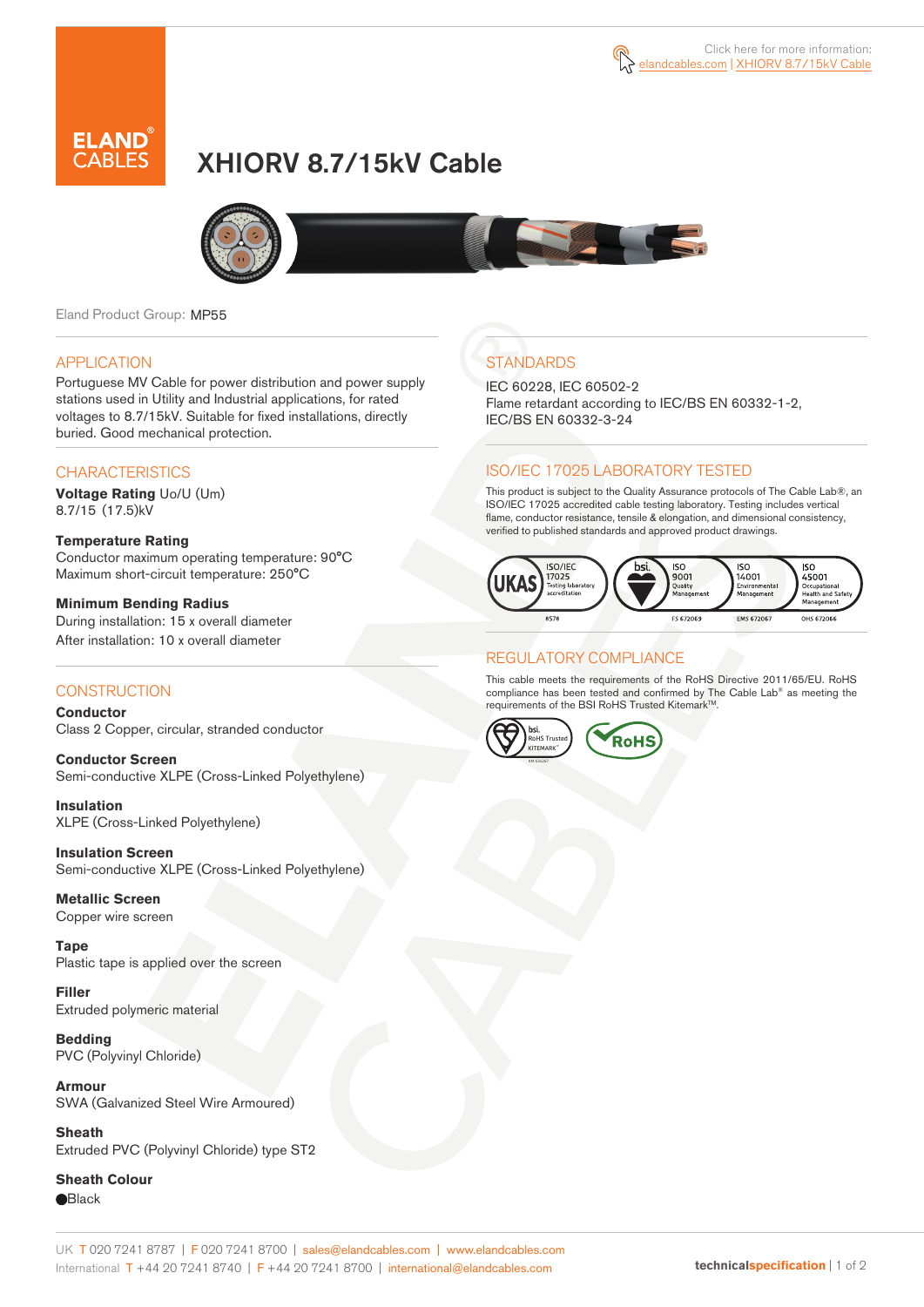Click here for more information: elandcables.com | XHIORV 8.7/15kV Cable

# XHIORV 8.7/15kV Cable

Eland Product Group: MP55

## APPLICATION

Portuguese MV Cable for power distribution and power supply stations used in Utility and Industrial applications, for rated voltages to 8.7/15kV. Suitable for fixed installations, directly buried. Good mechanical protection.

## CHARACTERISTICS

**Voltage Rating** Uo/U (Um)
8.7/15 (17.5)kV

**Temperature Rating**
Conductor maximum operating temperature: 90°C
Maximum short-circuit temperature: 250°C

**Minimum Bending Radius**
During installation: 15 x overall diameter
After installation: 10 x overall diameter

## CONSTRUCTION

**Conductor**
Class 2 Copper, circular, stranded conductor

**Conductor Screen**
Semi-conductive XLPE (Cross-Linked Polyethylene)

**Insulation**
XLPE (Cross-Linked Polyethylene)

**Insulation Screen**
Semi-conductive XLPE (Cross-Linked Polyethylene)

**Metallic Screen**
Copper wire screen

**Tape**
Plastic tape is applied over the screen

**Filler**
Extruded polymeric material

**Bedding**
PVC (Polyvinyl Chloride)

**Armour**
SWA (Galvanized Steel Wire Armoured)

**Sheath**
Extruded PVC (Polyvinyl Chloride) type ST2

**Sheath Colour**
●Black

## STANDARDS

IEC 60228, IEC 60502-2
Flame retardant according to IEC/BS EN 60332-1-2, IEC/BS EN 60332-3-24

## ISO/IEC 17025 LABORATORY TESTED

This product is subject to the Quality Assurance protocols of The Cable Lab®, an ISO/IEC 17025 accredited cable testing laboratory. Testing includes vertical flame, conductor resistance, tensile & elongation, and dimensional consistency, verified to published standards and approved product drawings.

UKAS ISO/IEC 17025 Testing laboratory accreditation 8578 | bsi. ISO 9001 Quality Management FS 672069 | ISO 14001 Environmental Management EMS 672067 | ISO 45001 Occupational Health and Safety Management OHS 672066

## REGULATORY COMPLIANCE

This cable meets the requirements of the RoHS Directive 2011/65/EU. RoHS compliance has been tested and confirmed by The Cable Lab® as meeting the requirements of the BSI RoHS Trusted Kitemark™.

bsi. RoHS Trusted KITEMARK™ | RoHS

UK T 020 7241 8787 | F 020 7241 8700 | sales@elandcables.com | www.elandcables.com
International T +44 20 7241 8740 | F +44 20 7241 8700 | international@elandcables.com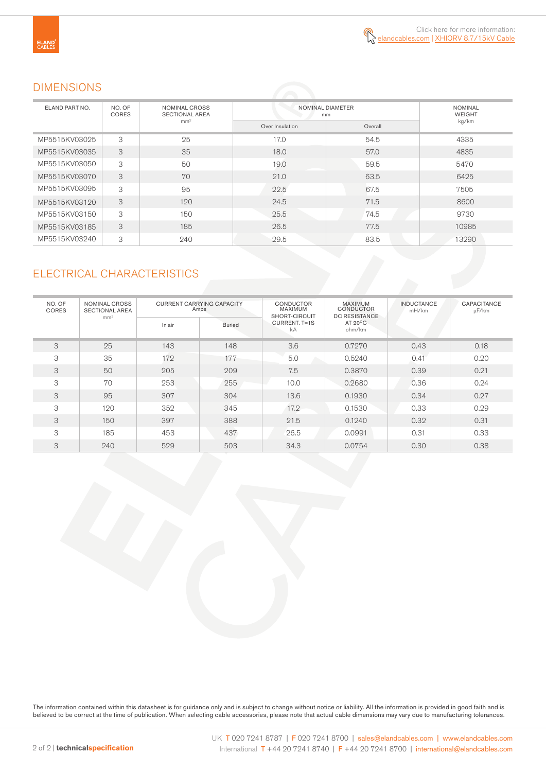Click here for more information: elandcables.com | XHIORV 8.7/15kV Cable

## DIMENSIONS

| ELAND PART NO. | NO. OF CORES | NOMINAL CROSS SECTIONAL AREA mm² | NOMINAL DIAMETER mm | | NOMINAL WEIGHT kg/km |
|---|---|---|---|---|---|
| | | | Over Insulation | Overall | |
| MP5515KV03025 | 3 | 25 | 17.0 | 54.5 | 4335 |
| MP5515KV03035 | 3 | 35 | 18.0 | 57.0 | 4835 |
| MP5515KV03050 | 3 | 50 | 19.0 | 59.5 | 5470 |
| MP5515KV03070 | 3 | 70 | 21.0 | 63.5 | 6425 |
| MP5515KV03095 | 3 | 95 | 22.5 | 67.5 | 7505 |
| MP5515KV03120 | 3 | 120 | 24.5 | 71.5 | 8600 |
| MP5515KV03150 | 3 | 150 | 25.5 | 74.5 | 9730 |
| MP5515KV03185 | 3 | 185 | 26.5 | 77.5 | 10985 |
| MP5515KV03240 | 3 | 240 | 29.5 | 83.5 | 13290 |

## ELECTRICAL CHARACTERISTICS

| NO. OF CORES | NOMINAL CROSS SECTIONAL AREA mm² | CURRENT CARRYING CAPACITY Amps | | CONDUCTOR MAXIMUM SHORT-CIRCUIT CURRENT. T=1S kA | MAXIMUM CONDUCTOR DC RESISTANCE AT 20°C ohm/km | INDUCTANCE mH/km | CAPACITANCE µF/km |
|---|---|---|---|---|---|---|---|
| | | In air | Buried | | | | |
| 3 | 25 | 143 | 148 | 3.6 | 0.7270 | 0.43 | 0.18 |
| 3 | 35 | 172 | 177 | 5.0 | 0.5240 | 0.41 | 0.20 |
| 3 | 50 | 205 | 209 | 7.5 | 0.3870 | 0.39 | 0.21 |
| 3 | 70 | 253 | 255 | 10.0 | 0.2680 | 0.36 | 0.24 |
| 3 | 95 | 307 | 304 | 13.6 | 0.1930 | 0.34 | 0.27 |
| 3 | 120 | 352 | 345 | 17.2 | 0.1530 | 0.33 | 0.29 |
| 3 | 150 | 397 | 388 | 21.5 | 0.1240 | 0.32 | 0.31 |
| 3 | 185 | 453 | 437 | 26.5 | 0.0991 | 0.31 | 0.33 |
| 3 | 240 | 529 | 503 | 34.3 | 0.0754 | 0.30 | 0.38 |

The information contained within this datasheet is for guidance only and is subject to change without notice or liability. All the information is provided in good faith and is believed to be correct at the time of publication. When selecting cable accessories, please note that actual cable dimensions may vary due to manufacturing tolerances.

UK T 020 7241 8787 | F 020 7241 8700 | sales@elandcables.com | www.elandcables.com
International T +44 20 7241 8740 | F +44 20 7241 8700 | international@elandcables.com